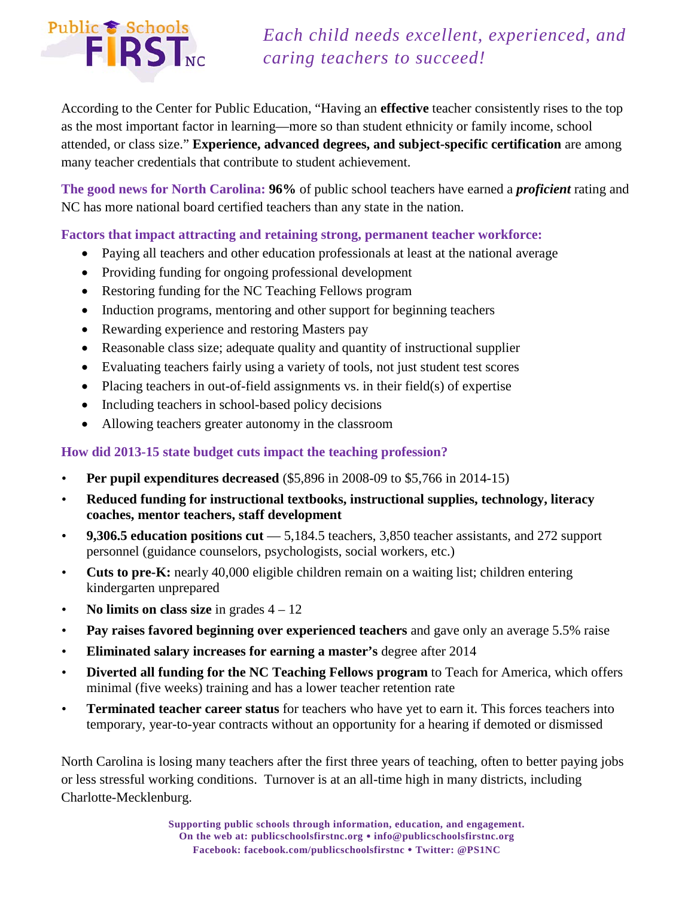# Public Schools FIRST NC

*Each child needs excellent, experienced, and caring teachers to succeed!*

According to the Center for Public Education, "Having an **effective** teacher consistently rises to the top as the most important factor in learning—more so than student ethnicity or family income, school attended, or class size." **Experience, advanced degrees, and subject-specific certification** are among many teacher credentials that contribute to student achievement.

**The good news for North Carolina:** **96%** of public school teachers have earned a ***proficient*** rating and NC has more national board certified teachers than any state in the nation.

### Factors that impact attracting and retaining strong, permanent teacher workforce:

- Paying all teachers and other education professionals at least at the national average
- Providing funding for ongoing professional development
- Restoring funding for the NC Teaching Fellows program
- Induction programs, mentoring and other support for beginning teachers
- Rewarding experience and restoring Masters pay
- Reasonable class size; adequate quality and quantity of instructional supplier
- Evaluating teachers fairly using a variety of tools, not just student test scores
- Placing teachers in out-of-field assignments vs. in their field(s) of expertise
- Including teachers in school-based policy decisions
- Allowing teachers greater autonomy in the classroom

### How did 2013-15 state budget cuts impact the teaching profession?

- **Per pupil expenditures decreased** ($5,896 in 2008-09 to $5,766 in 2014-15)
- **Reduced funding for instructional textbooks, instructional supplies, technology, literacy coaches, mentor teachers, staff development**
- **9,306.5 education positions cut** — 5,184.5 teachers, 3,850 teacher assistants, and 272 support personnel (guidance counselors, psychologists, social workers, etc.)
- **Cuts to pre-K:** nearly 40,000 eligible children remain on a waiting list; children entering kindergarten unprepared
- **No limits on class size** in grades 4 – 12
- **Pay raises favored beginning over experienced teachers** and gave only an average 5.5% raise
- **Eliminated salary increases for earning a master's** degree after 2014
- **Diverted all funding for the NC Teaching Fellows program** to Teach for America, which offers minimal (five weeks) training and has a lower teacher retention rate
- **Terminated teacher career status** for teachers who have yet to earn it. This forces teachers into temporary, year-to-year contracts without an opportunity for a hearing if demoted or dismissed

North Carolina is losing many teachers after the first three years of teaching, often to better paying jobs or less stressful working conditions. Turnover is at an all-time high in many districts, including Charlotte-Mecklenburg.

**Supporting public schools through information, education, and engagement.**
**On the web at: publicschoolsfirstnc.org • info@publicschoolsfirstnc.org**
**Facebook: facebook.com/publicschoolsfirstnc • Twitter: @PS1NC**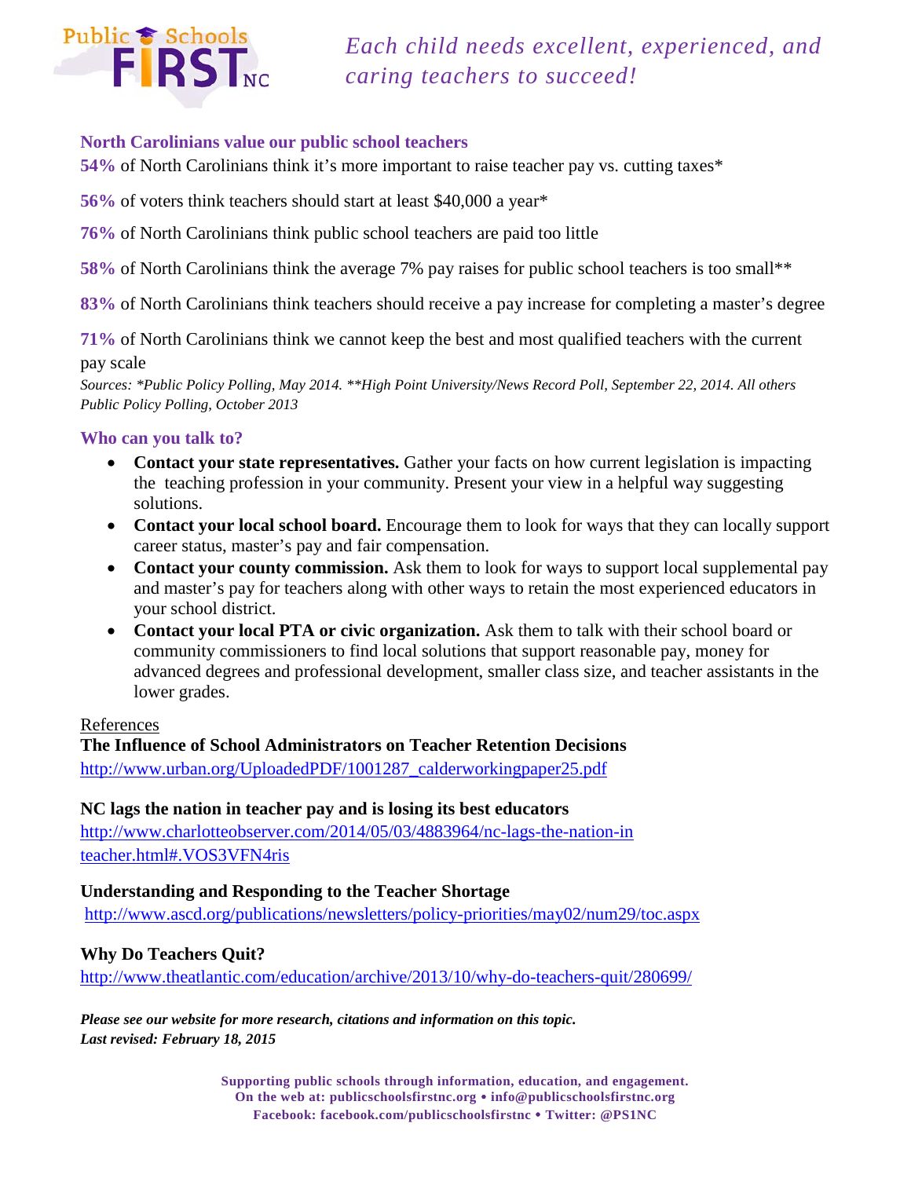Public Schools FIRST NC

*Each child needs excellent, experienced, and caring teachers to succeed!*

### North Carolinians value our public school teachers

**54%** of North Carolinians think it's more important to raise teacher pay vs. cutting taxes*

**56%** of voters think teachers should start at least $40,000 a year*

**76%** of North Carolinians think public school teachers are paid too little

**58%** of North Carolinians think the average 7% pay raises for public school teachers is too small**

**83%** of North Carolinians think teachers should receive a pay increase for completing a master's degree

**71%** of North Carolinians think we cannot keep the best and most qualified teachers with the current pay scale

*Sources: *Public Policy Polling, May 2014. **High Point University/News Record Poll, September 22, 2014. All others Public Policy Polling, October 2013*

### Who can you talk to?

- **Contact your state representatives.** Gather your facts on how current legislation is impacting the teaching profession in your community. Present your view in a helpful way suggesting solutions.
- **Contact your local school board.** Encourage them to look for ways that they can locally support career status, master's pay and fair compensation.
- **Contact your county commission.** Ask them to look for ways to support local supplemental pay and master's pay for teachers along with other ways to retain the most experienced educators in your school district.
- **Contact your local PTA or civic organization.** Ask them to talk with their school board or community commissioners to find local solutions that support reasonable pay, money for advanced degrees and professional development, smaller class size, and teacher assistants in the lower grades.

References

**The Influence of School Administrators on Teacher Retention Decisions**
http://www.urban.org/UploadedPDF/1001287_calderworkingpaper25.pdf

**NC lags the nation in teacher pay and is losing its best educators**
http://www.charlotteobserver.com/2014/05/03/4883964/nc-lags-the-nation-in teacher.html#.VOS3VFN4ris

**Understanding and Responding to the Teacher Shortage**
http://www.ascd.org/publications/newsletters/policy-priorities/may02/num29/toc.aspx

**Why Do Teachers Quit?**
http://www.theatlantic.com/education/archive/2013/10/why-do-teachers-quit/280699/

***Please see our website for more research, citations and information on this topic.***
***Last revised: February 18, 2015***

**Supporting public schools through information, education, and engagement.**
**On the web at: publicschoolsfirstnc.org • info@publicschoolsfirstnc.org**
**Facebook: facebook.com/publicschoolsfirstnc • Twitter: @PS1NC**